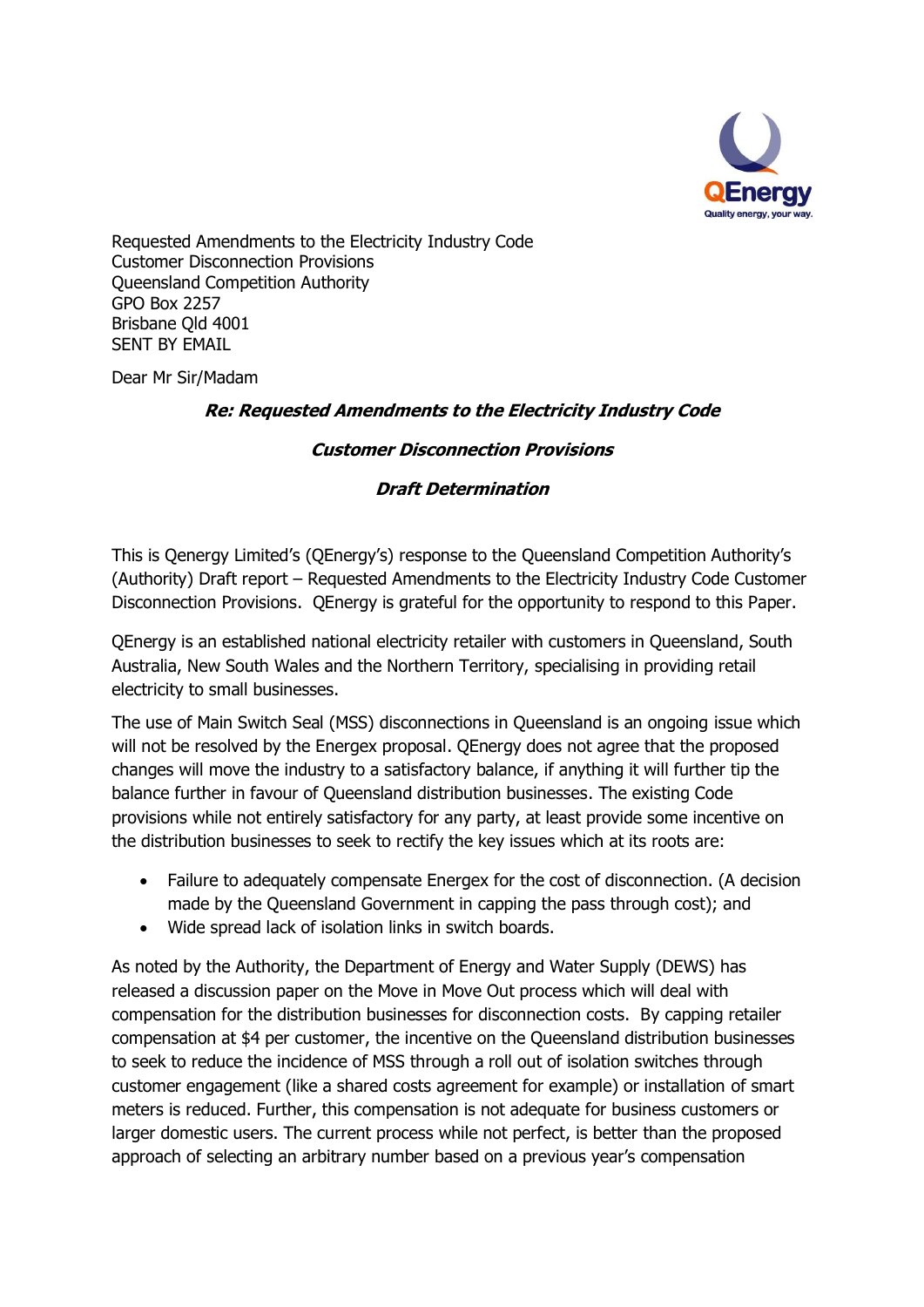Requested Amendments to the Electricity Industry Code
Customer Disconnection Provisions
Queensland Competition Authority
GPO Box 2257
Brisbane Qld 4001
SENT BY EMAIL

Dear Mr Sir/Madam

***Re: Requested Amendments to the Electricity Industry Code***

***Customer Disconnection Provisions***

***Draft Determination***

This is Qenergy Limited's (QEnergy's) response to the Queensland Competition Authority's (Authority) Draft report – Requested Amendments to the Electricity Industry Code Customer Disconnection Provisions. QEnergy is grateful for the opportunity to respond to this Paper.

QEnergy is an established national electricity retailer with customers in Queensland, South Australia, New South Wales and the Northern Territory, specialising in providing retail electricity to small businesses.

The use of Main Switch Seal (MSS) disconnections in Queensland is an ongoing issue which will not be resolved by the Energex proposal. QEnergy does not agree that the proposed changes will move the industry to a satisfactory balance, if anything it will further tip the balance further in favour of Queensland distribution businesses. The existing Code provisions while not entirely satisfactory for any party, at least provide some incentive on the distribution businesses to seek to rectify the key issues which at its roots are:

- Failure to adequately compensate Energex for the cost of disconnection. (A decision made by the Queensland Government in capping the pass through cost); and
- Wide spread lack of isolation links in switch boards.

As noted by the Authority, the Department of Energy and Water Supply (DEWS) has released a discussion paper on the Move in Move Out process which will deal with compensation for the distribution businesses for disconnection costs. By capping retailer compensation at $4 per customer, the incentive on the Queensland distribution businesses to seek to reduce the incidence of MSS through a roll out of isolation switches through customer engagement (like a shared costs agreement for example) or installation of smart meters is reduced. Further, this compensation is not adequate for business customers or larger domestic users. The current process while not perfect, is better than the proposed approach of selecting an arbitrary number based on a previous year's compensation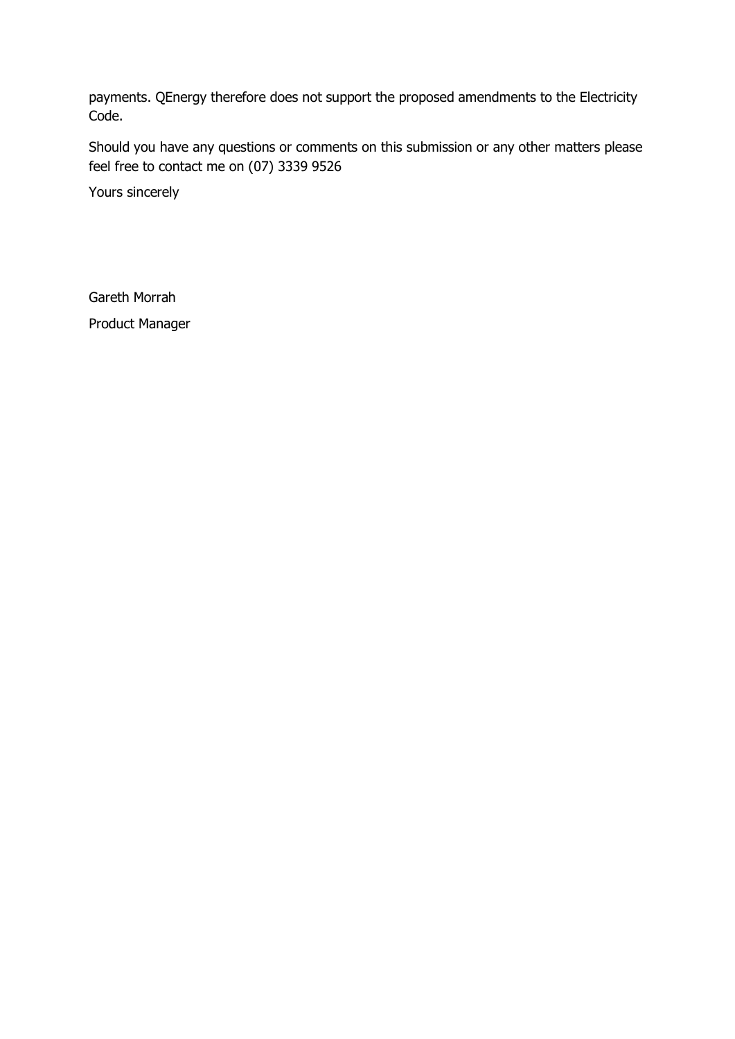payments. QEnergy therefore does not support the proposed amendments to the Electricity Code.

Should you have any questions or comments on this submission or any other matters please feel free to contact me on (07) 3339 9526

Yours sincerely

Gareth Morrah

Product Manager